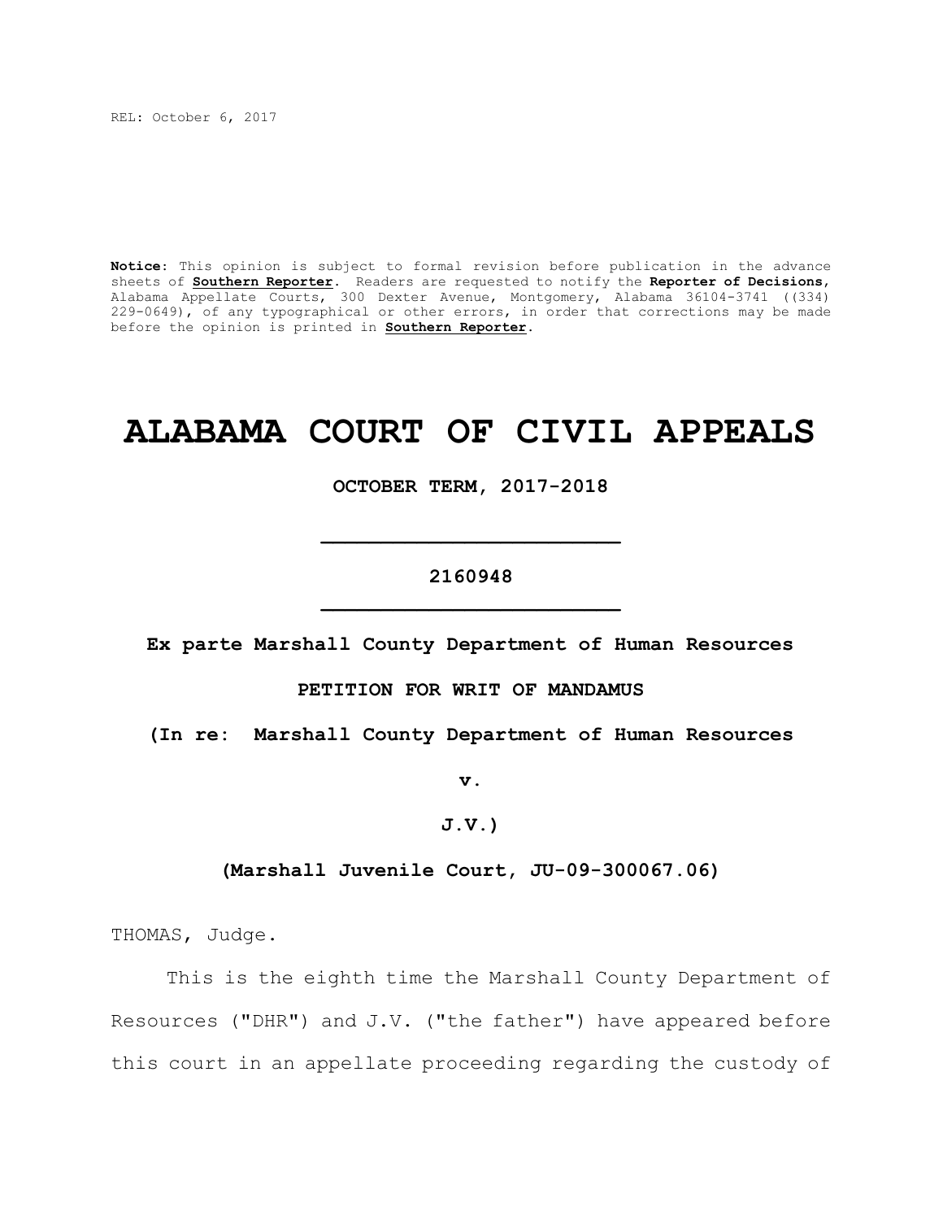REL: October 6, 2017

**Notice**: This opinion is subject to formal revision before publication in the advance sheets of **Southern Reporter**. Readers are requested to notify the **Reporter of Decisions**, Alabama Appellate Courts, 300 Dexter Avenue, Montgomery, Alabama 36104-3741 ((334) 229-0649), of any typographical or other errors, in order that corrections may be made before the opinion is printed in **Southern Reporter**.

# ALABAMA COURT OF CIVIL APPEALS

**OCTOBER TERM, 2017-2018**

---

**2160948**

---

**Ex parte Marshall County Department of Human Resources**

**PETITION FOR WRIT OF MANDAMUS**

**(In re: Marshall County Department of Human Resources**

**v.**

**J.V.)**

**(Marshall Juvenile Court, JU-09-300067.06)**

THOMAS, Judge.

This is the eighth time the Marshall County Department of Resources ("DHR") and J.V. ("the father") have appeared before this court in an appellate proceeding regarding the custody of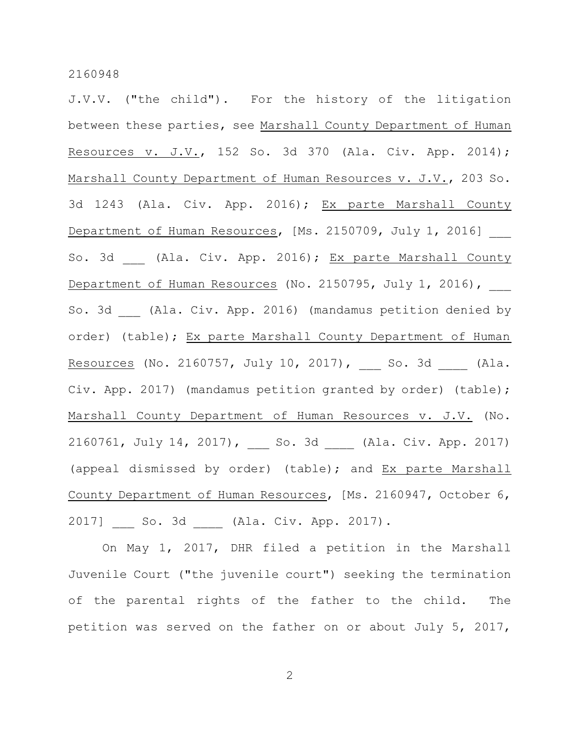J.V.V. ("the child"). For the history of the litigation between these parties, see Marshall County Department of Human Resources v. J.V., 152 So. 3d 370 (Ala. Civ. App. 2014); Marshall County Department of Human Resources v. J.V., 203 So. 3d 1243 (Ala. Civ. App. 2016); Ex parte Marshall County Department of Human Resources, [Ms. 2150709, July 1, 2016] ___ So. 3d ___ (Ala. Civ. App. 2016); Ex parte Marshall County Department of Human Resources (No. 2150795, July 1, 2016), ___ So. 3d ___ (Ala. Civ. App. 2016) (mandamus petition denied by order) (table); Ex parte Marshall County Department of Human Resources (No. 2160757, July 10, 2017), ___ So. 3d ____ (Ala. Civ. App. 2017) (mandamus petition granted by order) (table); Marshall County Department of Human Resources v. J.V. (No. 2160761, July 14, 2017), ___ So. 3d ____ (Ala. Civ. App. 2017) (appeal dismissed by order) (table); and Ex parte Marshall County Department of Human Resources, [Ms. 2160947, October 6, 2017] ___ So. 3d ____ (Ala. Civ. App. 2017).

On May 1, 2017, DHR filed a petition in the Marshall Juvenile Court ("the juvenile court") seeking the termination of the parental rights of the father to the child. The petition was served on the father on or about July 5, 2017,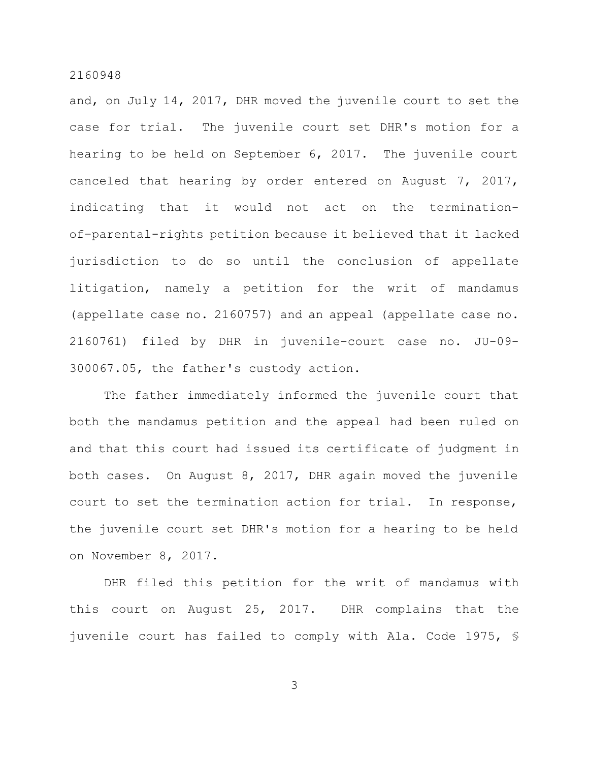and, on July 14, 2017, DHR moved the juvenile court to set the case for trial. The juvenile court set DHR's motion for a hearing to be held on September 6, 2017. The juvenile court canceled that hearing by order entered on August 7, 2017, indicating that it would not act on the termination-of-parental-rights petition because it believed that it lacked jurisdiction to do so until the conclusion of appellate litigation, namely a petition for the writ of mandamus (appellate case no. 2160757) and an appeal (appellate case no. 2160761) filed by DHR in juvenile-court case no. JU-09-300067.05, the father's custody action.

The father immediately informed the juvenile court that both the mandamus petition and the appeal had been ruled on and that this court had issued its certificate of judgment in both cases. On August 8, 2017, DHR again moved the juvenile court to set the termination action for trial. In response, the juvenile court set DHR's motion for a hearing to be held on November 8, 2017.

DHR filed this petition for the writ of mandamus with this court on August 25, 2017. DHR complains that the juvenile court has failed to comply with Ala. Code 1975, §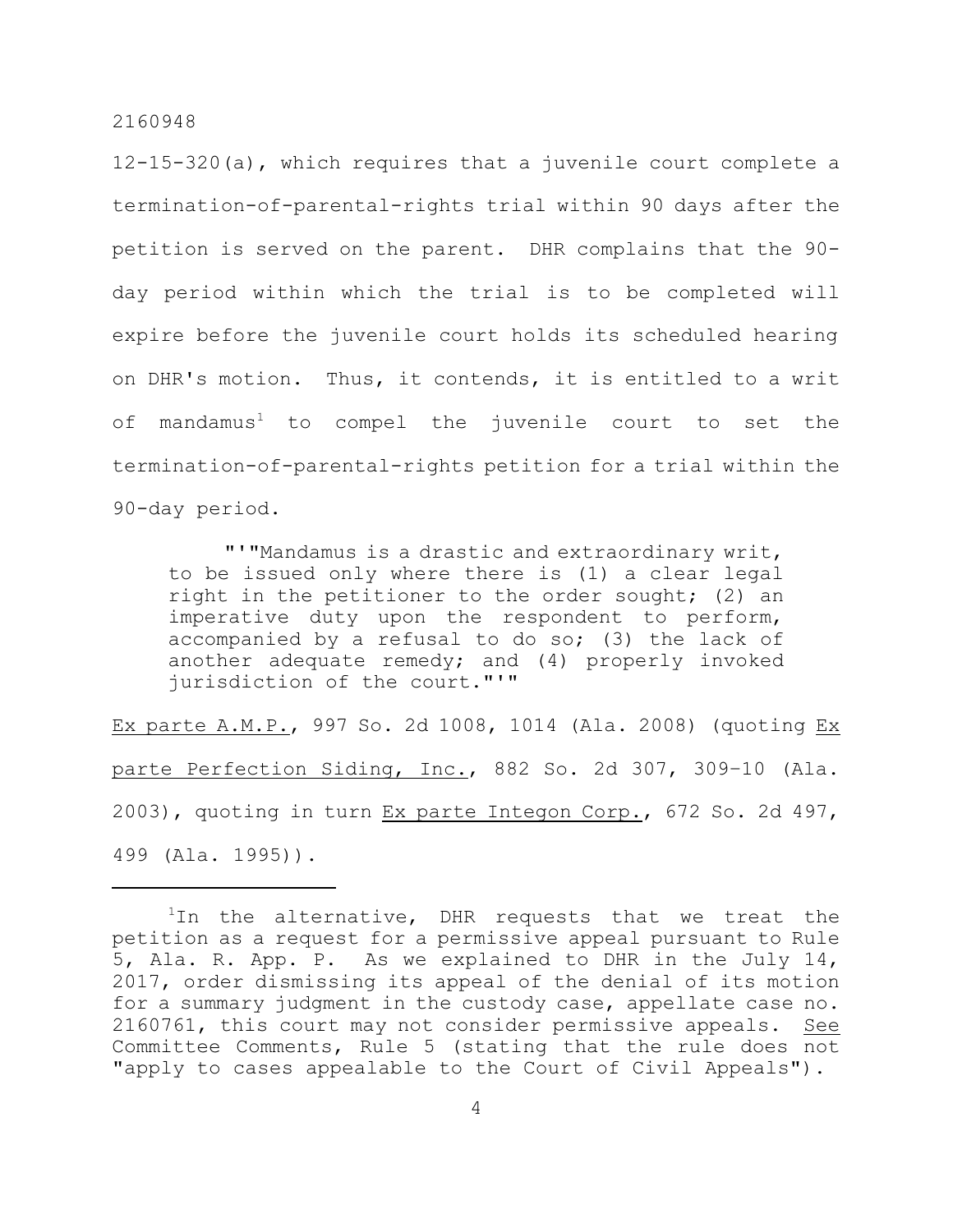12-15-320(a), which requires that a juvenile court complete a termination-of-parental-rights trial within 90 days after the petition is served on the parent. DHR complains that the 90-day period within which the trial is to be completed will expire before the juvenile court holds its scheduled hearing on DHR's motion. Thus, it contends, it is entitled to a writ of mandamus[1] to compel the juvenile court to set the termination-of-parental-rights petition for a trial within the 90-day period.

> "'"Mandamus is a drastic and extraordinary writ, to be issued only where there is (1) a clear legal right in the petitioner to the order sought; (2) an imperative duty upon the respondent to perform, accompanied by a refusal to do so; (3) the lack of another adequate remedy; and (4) properly invoked jurisdiction of the court."'"

Ex parte A.M.P., 997 So. 2d 1008, 1014 (Ala. 2008) (quoting Ex parte Perfection Siding, Inc., 882 So. 2d 307, 309–10 (Ala. 2003), quoting in turn Ex parte Integon Corp., 672 So. 2d 497, 499 (Ala. 1995)).

---

[1]In the alternative, DHR requests that we treat the petition as a request for a permissive appeal pursuant to Rule 5, Ala. R. App. P. As we explained to DHR in the July 14, 2017, order dismissing its appeal of the denial of its motion for a summary judgment in the custody case, appellate case no. 2160761, this court may not consider permissive appeals. See Committee Comments, Rule 5 (stating that the rule does not "apply to cases appealable to the Court of Civil Appeals").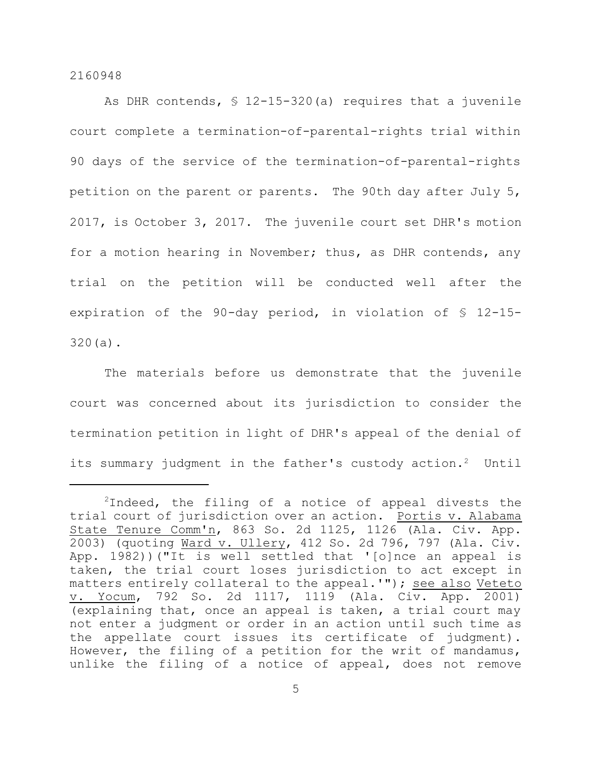As DHR contends, § 12-15-320(a) requires that a juvenile court complete a termination-of-parental-rights trial within 90 days of the service of the termination-of-parental-rights petition on the parent or parents. The 90th day after July 5, 2017, is October 3, 2017. The juvenile court set DHR's motion for a motion hearing in November; thus, as DHR contends, any trial on the petition will be conducted well after the expiration of the 90-day period, in violation of § 12-15-320(a).

The materials before us demonstrate that the juvenile court was concerned about its jurisdiction to consider the termination petition in light of DHR's appeal of the denial of its summary judgment in the father's custody action.[2] Until

---

[2]Indeed, the filing of a notice of appeal divests the trial court of jurisdiction over an action. Portis v. Alabama State Tenure Comm'n, 863 So. 2d 1125, 1126 (Ala. Civ. App. 2003) (quoting Ward v. Ullery, 412 So. 2d 796, 797 (Ala. Civ. App. 1982))("It is well settled that '[o]nce an appeal is taken, the trial court loses jurisdiction to act except in matters entirely collateral to the appeal.'"); see also Veteto v. Yocum, 792 So. 2d 1117, 1119 (Ala. Civ. App. 2001) (explaining that, once an appeal is taken, a trial court may not enter a judgment or order in an action until such time as the appellate court issues its certificate of judgment). However, the filing of a petition for the writ of mandamus, unlike the filing of a notice of appeal, does not remove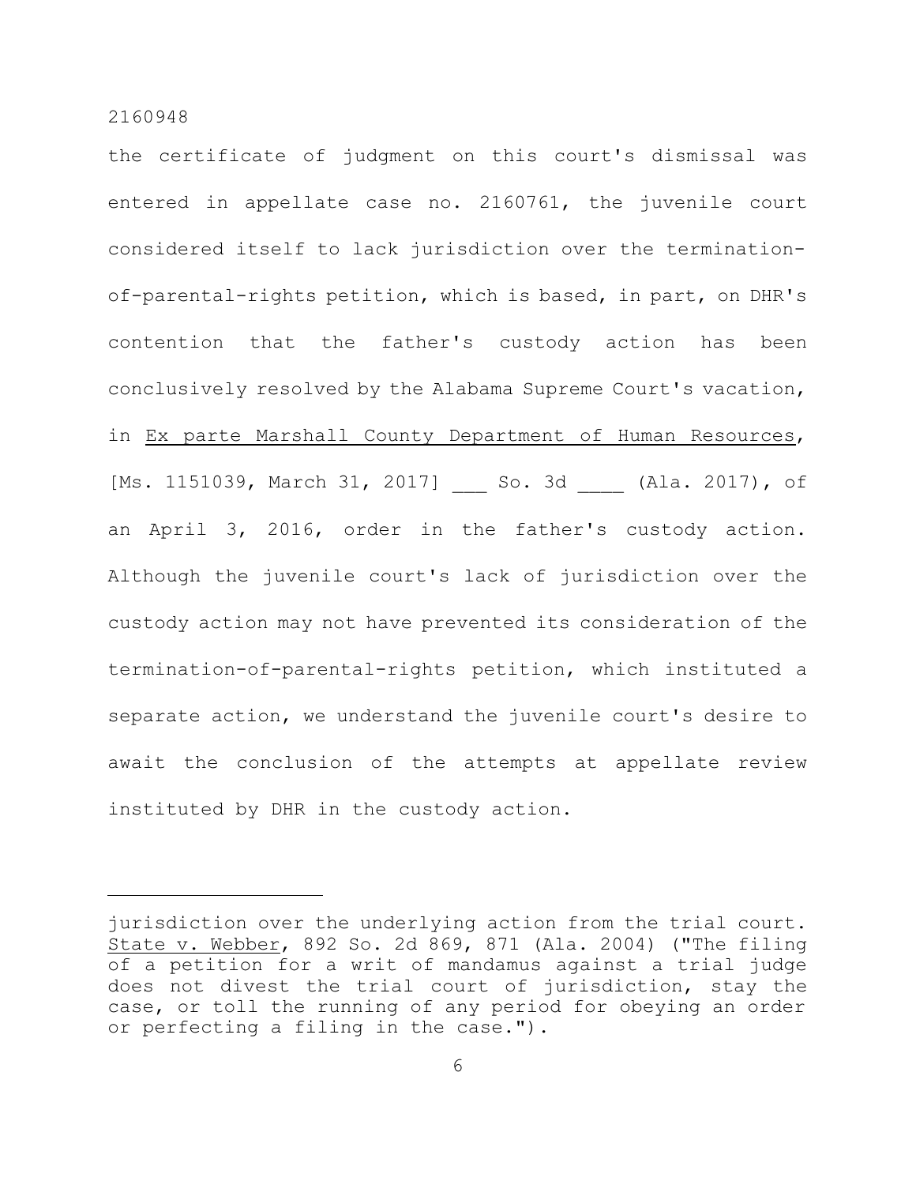the certificate of judgment on this court's dismissal was entered in appellate case no. 2160761, the juvenile court considered itself to lack jurisdiction over the termination-of-parental-rights petition, which is based, in part, on DHR's contention that the father's custody action has been conclusively resolved by the Alabama Supreme Court's vacation, in Ex parte Marshall County Department of Human Resources, [Ms. 1151039, March 31, 2017] ___ So. 3d ____ (Ala. 2017), of an April 3, 2016, order in the father's custody action. Although the juvenile court's lack of jurisdiction over the custody action may not have prevented its consideration of the termination-of-parental-rights petition, which instituted a separate action, we understand the juvenile court's desire to await the conclusion of the attempts at appellate review instituted by DHR in the custody action.

---

jurisdiction over the underlying action from the trial court. State v. Webber, 892 So. 2d 869, 871 (Ala. 2004) ("The filing of a petition for a writ of mandamus against a trial judge does not divest the trial court of jurisdiction, stay the case, or toll the running of any period for obeying an order or perfecting a filing in the case.").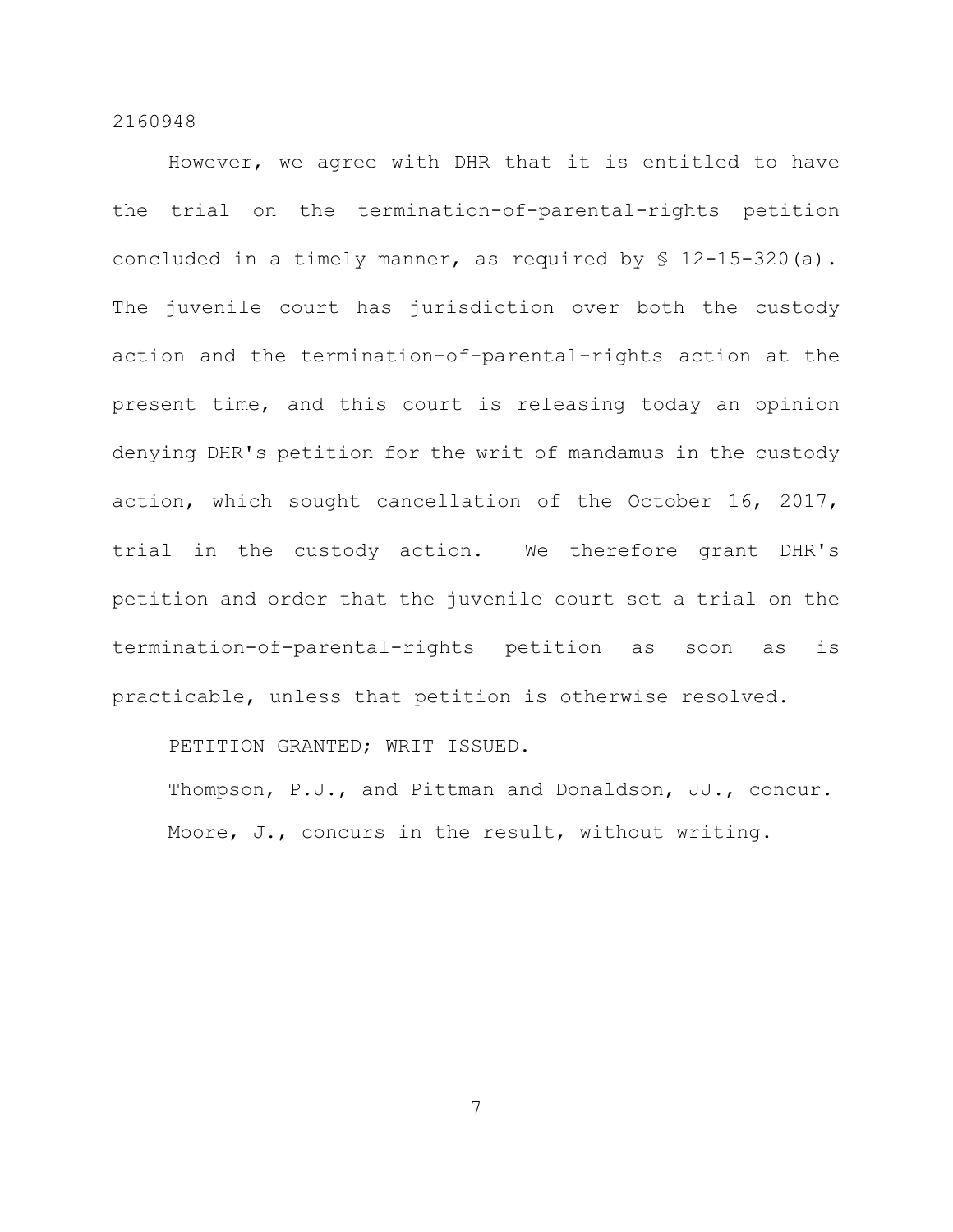However, we agree with DHR that it is entitled to have the trial on the termination-of-parental-rights petition concluded in a timely manner, as required by § 12-15-320(a). The juvenile court has jurisdiction over both the custody action and the termination-of-parental-rights action at the present time, and this court is releasing today an opinion denying DHR's petition for the writ of mandamus in the custody action, which sought cancellation of the October 16, 2017, trial in the custody action. We therefore grant DHR's petition and order that the juvenile court set a trial on the termination-of-parental-rights petition as soon as is practicable, unless that petition is otherwise resolved.

PETITION GRANTED; WRIT ISSUED.

Thompson, P.J., and Pittman and Donaldson, JJ., concur.

Moore, J., concurs in the result, without writing.